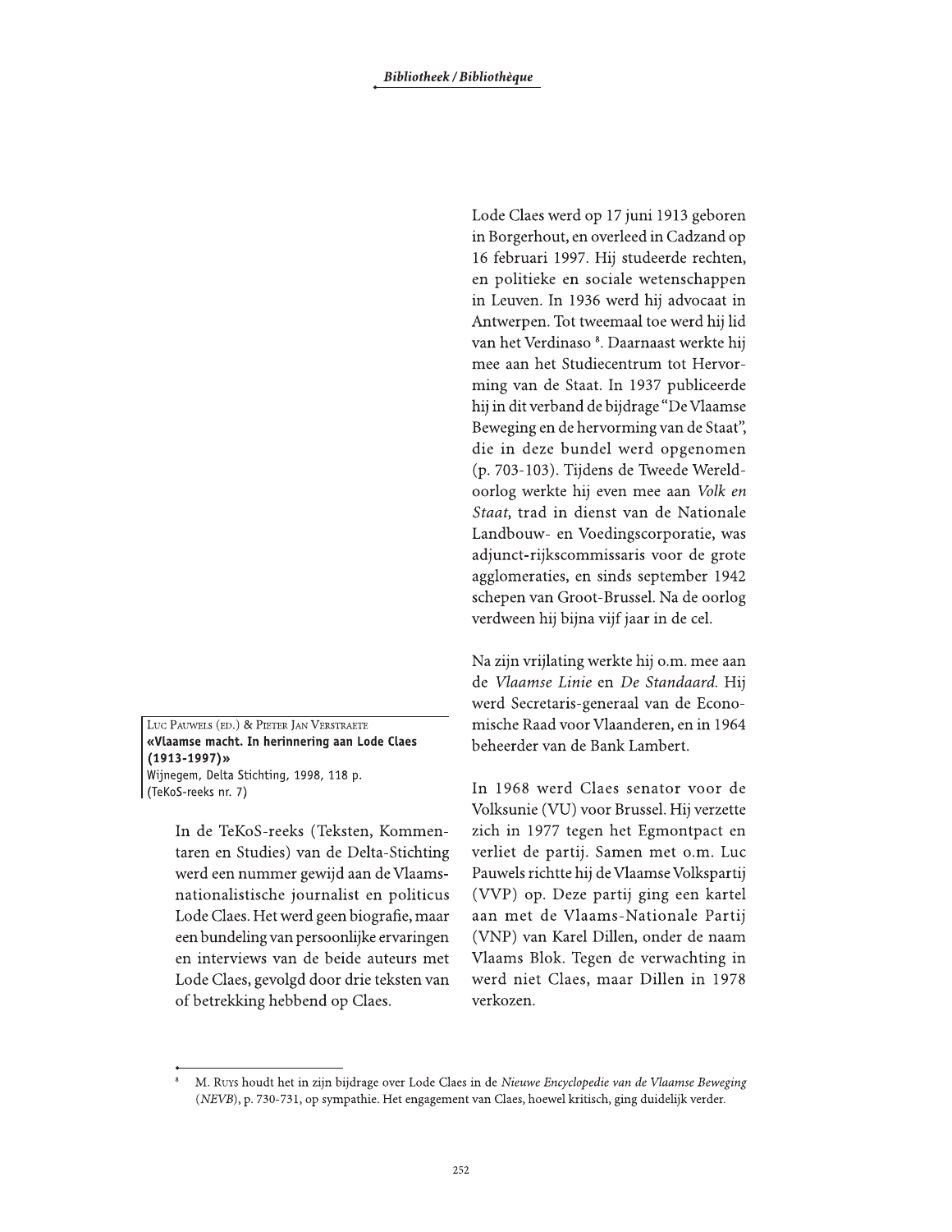LUC PAUWELS (ED.) & PIETER JAN VERSTRAETE
**«Vlaamse macht. In herinnering aan Lode Claes (1913-1997)»**
Wijnegem, Delta Stichting, 1998, 118 p.
(TeKoS-reeks nr. 7)

In de TeKoS-reeks (Teksten, Kommentaren en Studies) van de Delta-Stichting werd een nummer gewijd aan de Vlaams-nationalistische journalist en politicus Lode Claes. Het werd geen biografie, maar een bundeling van persoonlijke ervaringen en interviews van de beide auteurs met Lode Claes, gevolgd door drie teksten van of betrekking hebbend op Claes.

Lode Claes werd op 17 juni 1913 geboren in Borgerhout, en overleed in Cadzand op 16 februari 1997. Hij studeerde rechten, en politieke en sociale wetenschappen in Leuven. In 1936 werd hij advocaat in Antwerpen. Tot tweemaal toe werd hij lid van het Verdinaso [8]. Daarnaast werkte hij mee aan het Studiecentrum tot Hervorming van de Staat. In 1937 publiceerde hij in dit verband de bijdrage "De Vlaamse Beweging en de hervorming van de Staat", die in deze bundel werd opgenomen (p. 703-103). Tijdens de Tweede Wereldoorlog werkte hij even mee aan *Volk en Staat*, trad in dienst van de Nationale Landbouw- en Voedingscorporatie, was adjunct-rijkscommissaris voor de grote agglomeraties, en sinds september 1942 schepen van Groot-Brussel. Na de oorlog verdween hij bijna vijf jaar in de cel.

Na zijn vrijlating werkte hij o.m. mee aan de *Vlaamse Linie* en *De Standaard*. Hij werd Secretaris-generaal van de Economische Raad voor Vlaanderen, en in 1964 beheerder van de Bank Lambert.

In 1968 werd Claes senator voor de Volksunie (VU) voor Brussel. Hij verzette zich in 1977 tegen het Egmontpact en verliet de partij. Samen met o.m. Luc Pauwels richtte hij de Vlaamse Volkspartij (VVP) op. Deze partij ging een kartel aan met de Vlaams-Nationale Partij (VNP) van Karel Dillen, onder de naam Vlaams Blok. Tegen de verwachting in werd niet Claes, maar Dillen in 1978 verkozen.

[8] M. RUYS houdt het in zijn bijdrage over Lode Claes in de *Nieuwe Encyclopedie van de Vlaamse Beweging* (*NEVB*), p. 730-731, op sympathie. Het engagement van Claes, hoewel kritisch, ging duidelijk verder.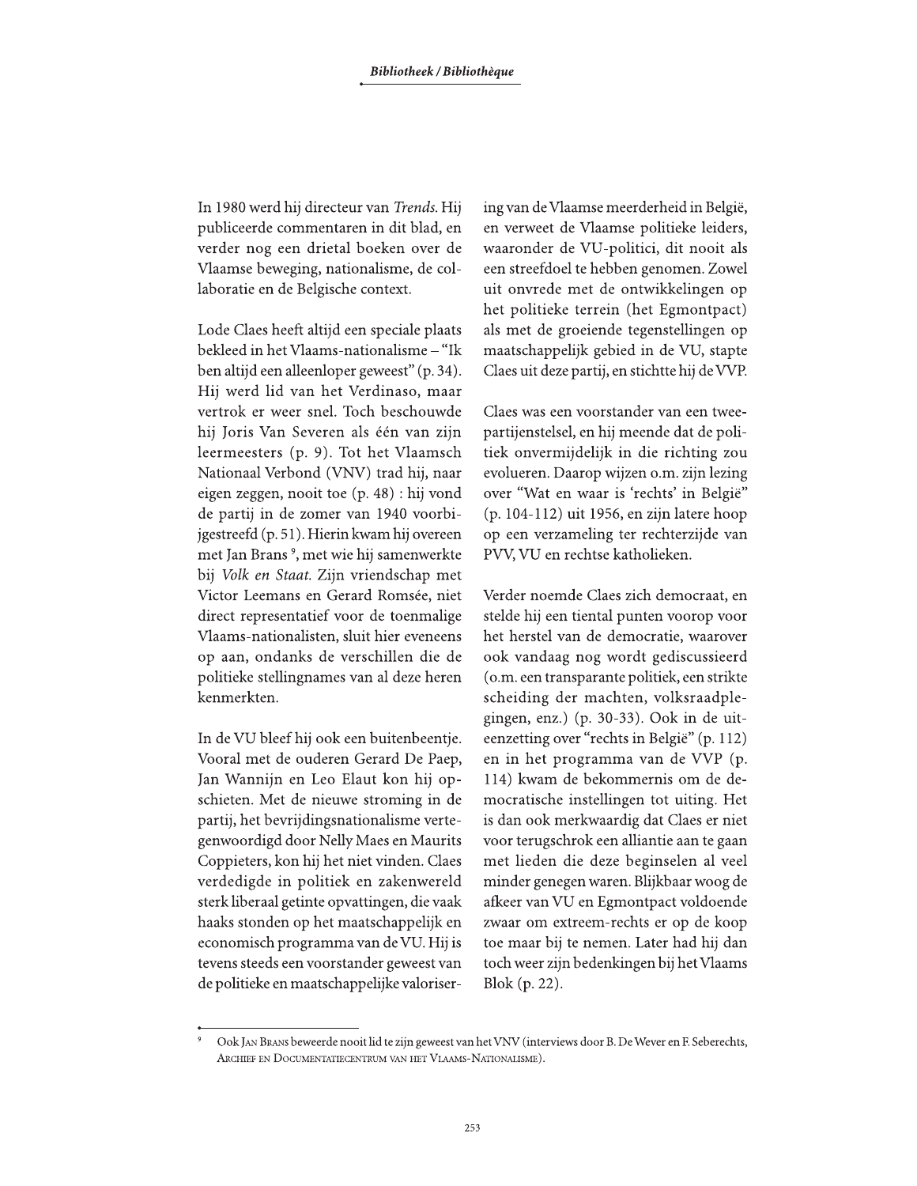In 1980 werd hij directeur van *Trends*. Hij publiceerde commentaren in dit blad, en verder nog een drietal boeken over de Vlaamse beweging, nationalisme, de collaboratie en de Belgische context.

Lode Claes heeft altijd een speciale plaats bekleed in het Vlaams-nationalisme – "Ik ben altijd een alleenloper geweest" (p. 34). Hij werd lid van het Verdinaso, maar vertrok er weer snel. Toch beschouwde hij Joris Van Severen als één van zijn leermeesters (p. 9). Tot het Vlaamsch Nationaal Verbond (VNV) trad hij, naar eigen zeggen, nooit toe (p. 48) : hij vond de partij in de zomer van 1940 voorbijgestreefd (p. 51). Hierin kwam hij overeen met Jan Brans [9], met wie hij samenwerkte bij *Volk en Staat.* Zijn vriendschap met Victor Leemans en Gerard Romsée, niet direct representatief voor de toenmalige Vlaams-nationalisten, sluit hier eveneens op aan, ondanks de verschillen die de politieke stellingnames van al deze heren kenmerkten.

In de VU bleef hij ook een buitenbeentje. Vooral met de ouderen Gerard De Paep, Jan Wannijn en Leo Elaut kon hij opschieten. Met de nieuwe stroming in de partij, het bevrijdingsnationalisme vertegenwoordigd door Nelly Maes en Maurits Coppieters, kon hij het niet vinden. Claes verdedigde in politiek en zakenwereld sterk liberaal getinte opvattingen, die vaak haaks stonden op het maatschappelijk en economisch programma van de VU. Hij is tevens steeds een voorstander geweest van de politieke en maatschappelijke valorisering van de Vlaamse meerderheid in België, en verweet de Vlaamse politieke leiders, waaronder de VU-politici, dit nooit als een streefdoel te hebben genomen. Zowel uit onvrede met de ontwikkelingen op het politieke terrein (het Egmontpact) als met de groeiende tegenstellingen op maatschappelijk gebied in de VU, stapte Claes uit deze partij, en stichtte hij de VVP.

Claes was een voorstander van een tweepartijenstelsel, en hij meende dat de politiek onvermijdelijk in die richting zou evolueren. Daarop wijzen o.m. zijn lezing over "Wat en waar is 'rechts' in België" (p. 104-112) uit 1956, en zijn latere hoop op een verzameling ter rechterzijde van PVV, VU en rechtse katholieken.

Verder noemde Claes zich democraat, en stelde hij een tiental punten voorop voor het herstel van de democratie, waarover ook vandaag nog wordt gediscussieerd (o.m. een transparante politiek, een strikte scheiding der machten, volksraadplegingen, enz.) (p. 30-33). Ook in de uiteenzetting over "rechts in België" (p. 112) en in het programma van de VVP (p. 114) kwam de bekommernis om de democratische instellingen tot uiting. Het is dan ook merkwaardig dat Claes er niet voor terugschrok een alliantie aan te gaan met lieden die deze beginselen al veel minder genegen waren. Blijkbaar woog de afkeer van VU en Egmontpact voldoende zwaar om extreem-rechts er op de koop toe maar bij te nemen. Later had hij dan toch weer zijn bedenkingen bij het Vlaams Blok (p. 22).

---

[9] Ook Jan Brans beweerde nooit lid te zijn geweest van het VNV (interviews door B. De Wever en F. Seberechts, Archief en Documentatiecentrum van het Vlaams-Nationalisme).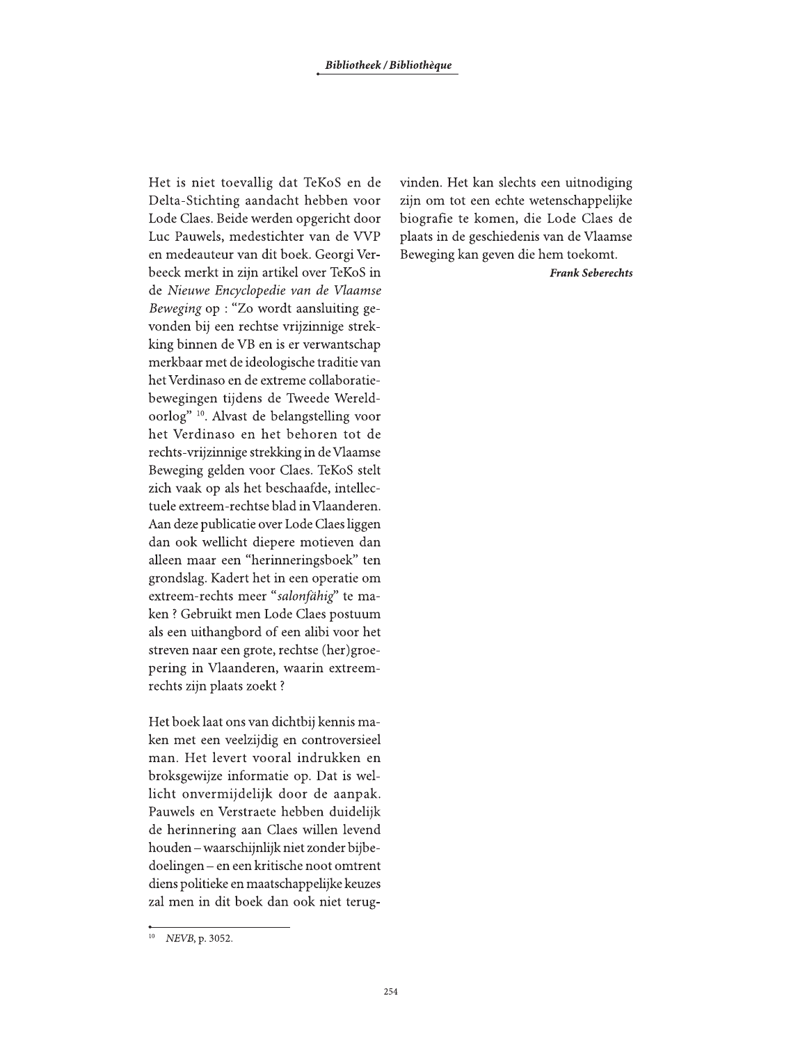Het is niet toevallig dat TeKoS en de Delta-Stichting aandacht hebben voor Lode Claes. Beide werden opgericht door Luc Pauwels, medestichter van de VVP en medeauteur van dit boek. Georgi Verbeeck merkt in zijn artikel over TeKoS in de *Nieuwe Encyclopedie van de Vlaamse Beweging* op : "Zo wordt aansluiting gevonden bij een rechtse vrijzinnige strekking binnen de VB en is er verwantschap merkbaar met de ideologische traditie van het Verdinaso en de extreme collaboratiebewegingen tijdens de Tweede Wereldoorlog" [10]. Alvast de belangstelling voor het Verdinaso en het behoren tot de rechts-vrijzinnige strekking in de Vlaamse Beweging gelden voor Claes. TeKoS stelt zich vaak op als het beschaafde, intellectuele extreem-rechtse blad in Vlaanderen. Aan deze publicatie over Lode Claes liggen dan ook wellicht diepere motieven dan alleen maar een "herinneringsboek" ten grondslag. Kadert het in een operatie om extreem-rechts meer "*salonfähig*" te maken ? Gebruikt men Lode Claes postuum als een uithangbord of een alibi voor het streven naar een grote, rechtse (her)groepering in Vlaanderen, waarin extreem-rechts zijn plaats zoekt ?

Het boek laat ons van dichtbij kennis maken met een veelzijdig en controversieel man. Het levert vooral indrukken en broksgewijze informatie op. Dat is wellicht onvermijdelijk door de aanpak. Pauwels en Verstraete hebben duidelijk de herinnering aan Claes willen levend houden – waarschijnlijk niet zonder bijbedoelingen – en een kritische noot omtrent diens politieke en maatschappelijke keuzes zal men in dit boek dan ook niet terugvinden. Het kan slechts een uitnodiging zijn om tot een echte wetenschappelijke biografie te komen, die Lode Claes de plaats in de geschiedenis van de Vlaamse Beweging kan geven die hem toekomt.

***Frank Seberechts***

---

[10] *NEVB*, p. 3052.